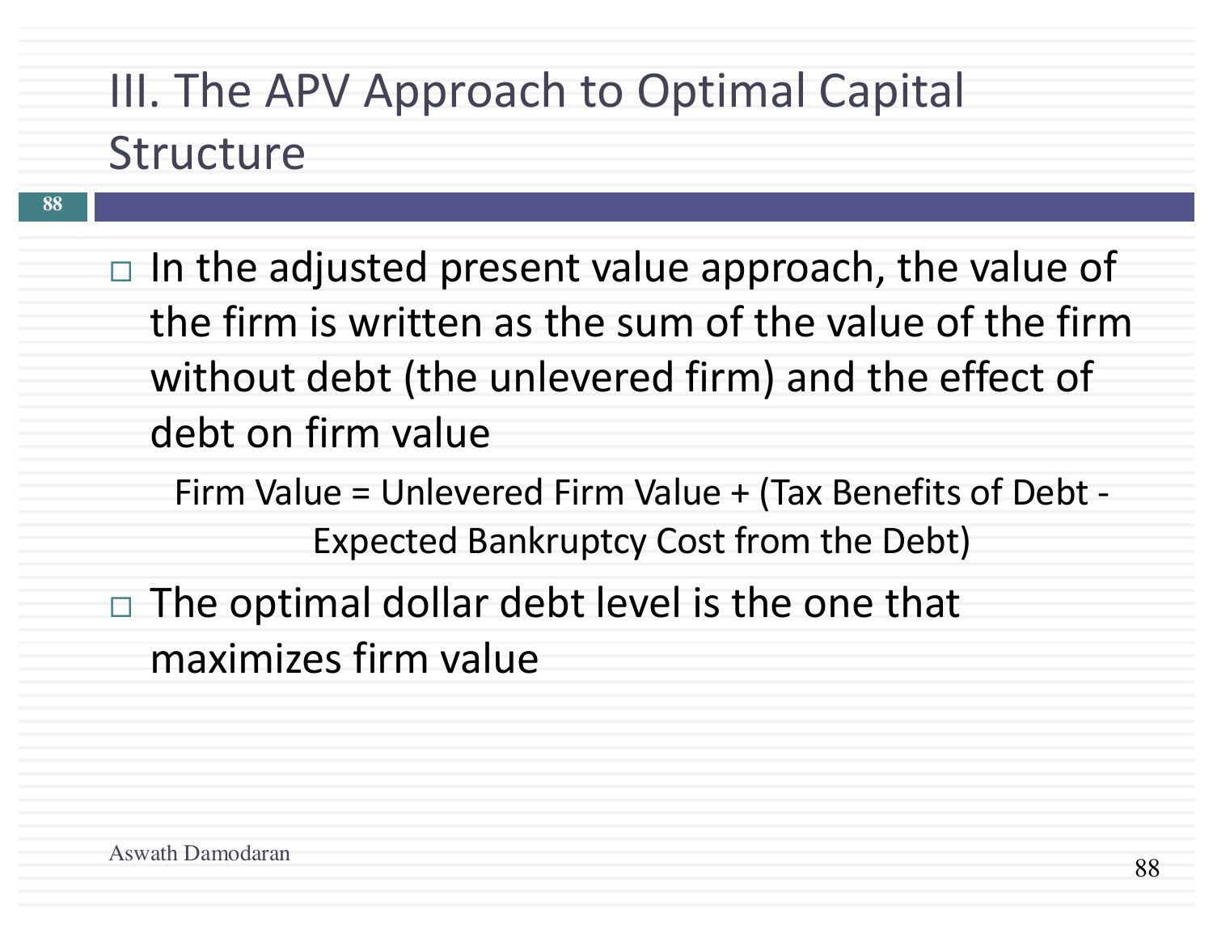# III. The APV Approach to Optimal Capital Structure

- In the adjusted present value approach, the value of the firm is written as the sum of the value of the firm without debt (the unlevered firm) and the effect of debt on firm value

  Firm Value = Unlevered Firm Value + (Tax Benefits of Debt - Expected Bankruptcy Cost from the Debt)

- The optimal dollar debt level is the one that maximizes firm value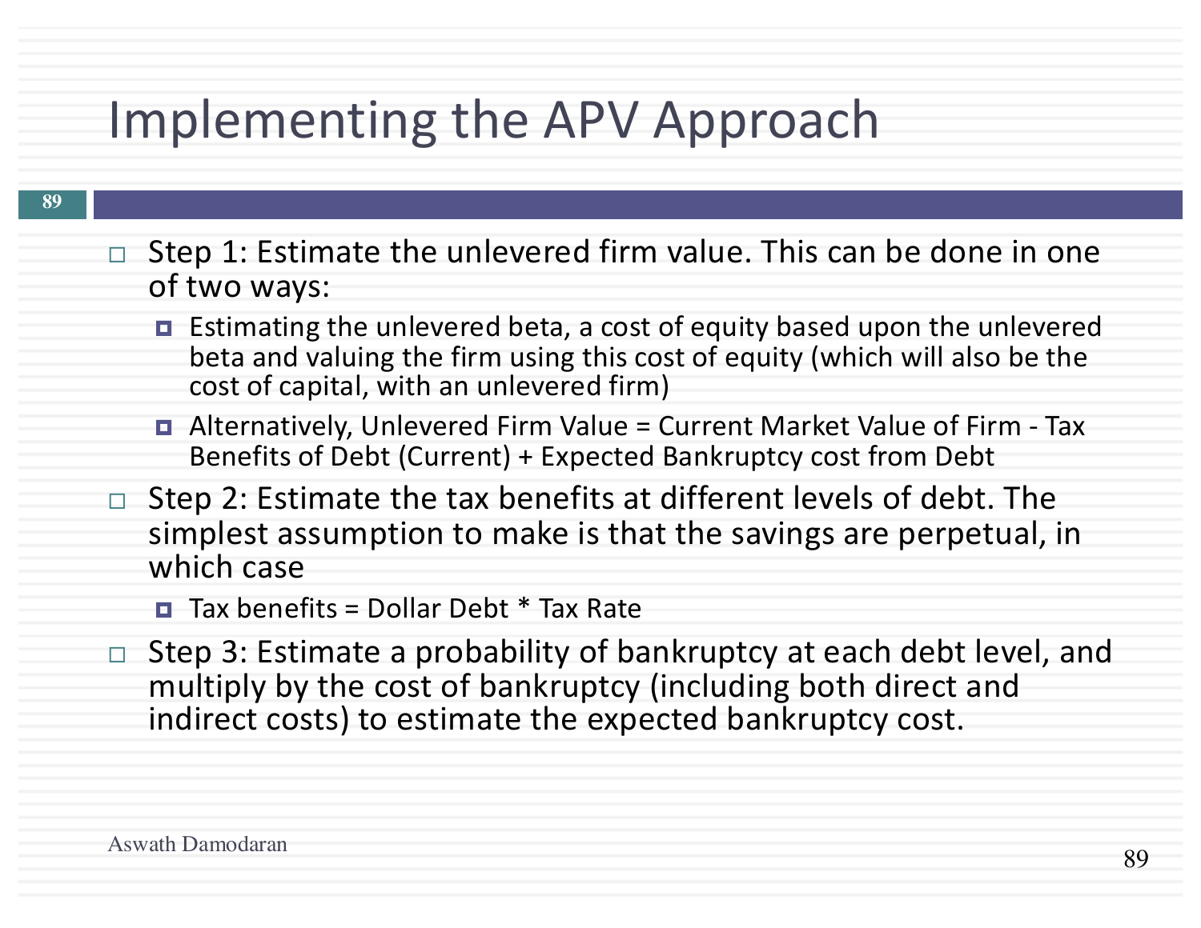# Implementing the APV Approach

- Step 1: Estimate the unlevered firm value. This can be done in one of two ways:
  - Estimating the unlevered beta, a cost of equity based upon the unlevered beta and valuing the firm using this cost of equity (which will also be the cost of capital, with an unlevered firm)
  - Alternatively, Unlevered Firm Value = Current Market Value of Firm - Tax Benefits of Debt (Current) + Expected Bankruptcy cost from Debt
- Step 2: Estimate the tax benefits at different levels of debt. The simplest assumption to make is that the savings are perpetual, in which case
  - Tax benefits = Dollar Debt * Tax Rate
- Step 3: Estimate a probability of bankruptcy at each debt level, and multiply by the cost of bankruptcy (including both direct and indirect costs) to estimate the expected bankruptcy cost.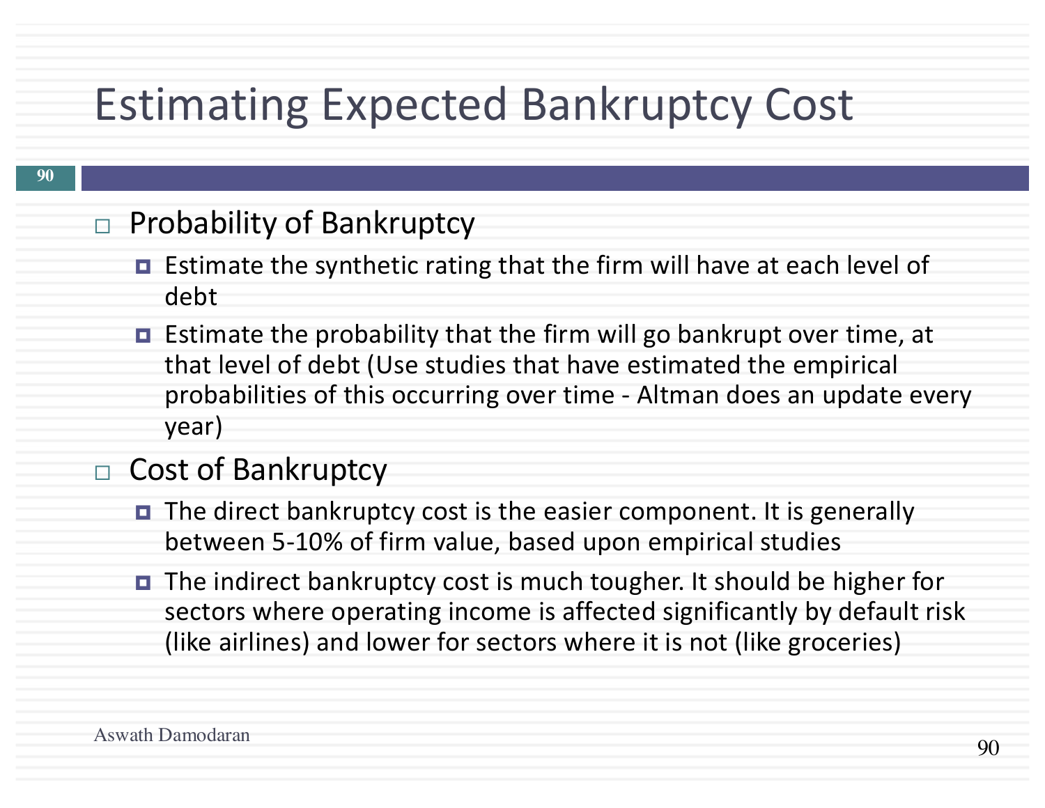# Estimating Expected Bankruptcy Cost

- Probability of Bankruptcy
  - Estimate the synthetic rating that the firm will have at each level of debt
  - Estimate the probability that the firm will go bankrupt over time, at that level of debt (Use studies that have estimated the empirical probabilities of this occurring over time - Altman does an update every year)
- Cost of Bankruptcy
  - The direct bankruptcy cost is the easier component. It is generally between 5-10% of firm value, based upon empirical studies
  - The indirect bankruptcy cost is much tougher. It should be higher for sectors where operating income is affected significantly by default risk (like airlines) and lower for sectors where it is not (like groceries)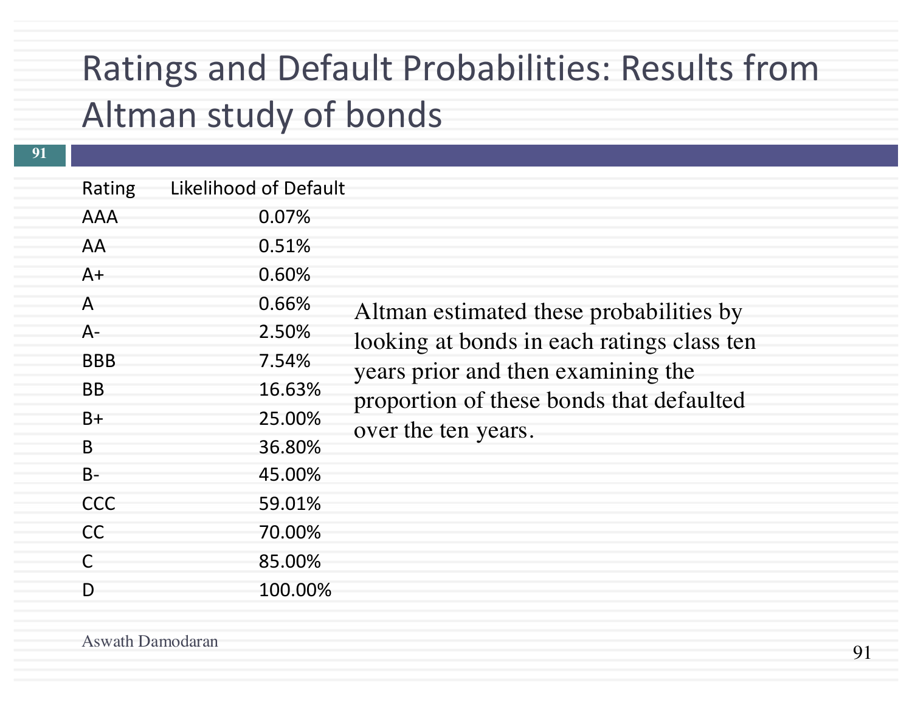# Ratings and Default Probabilities: Results from Altman study of bonds

| Rating | Likelihood of Default |
|---|---|
| AAA | 0.07% |
| AA | 0.51% |
| A+ | 0.60% |
| A | 0.66% |
| A- | 2.50% |
| BBB | 7.54% |
| BB | 16.63% |
| B+ | 25.00% |
| B | 36.80% |
| B- | 45.00% |
| CCC | 59.01% |
| CC | 70.00% |
| C | 85.00% |
| D | 100.00% |

Altman estimated these probabilities by looking at bonds in each ratings class ten years prior and then examining the proportion of these bonds that defaulted over the ten years.

Aswath Damodaran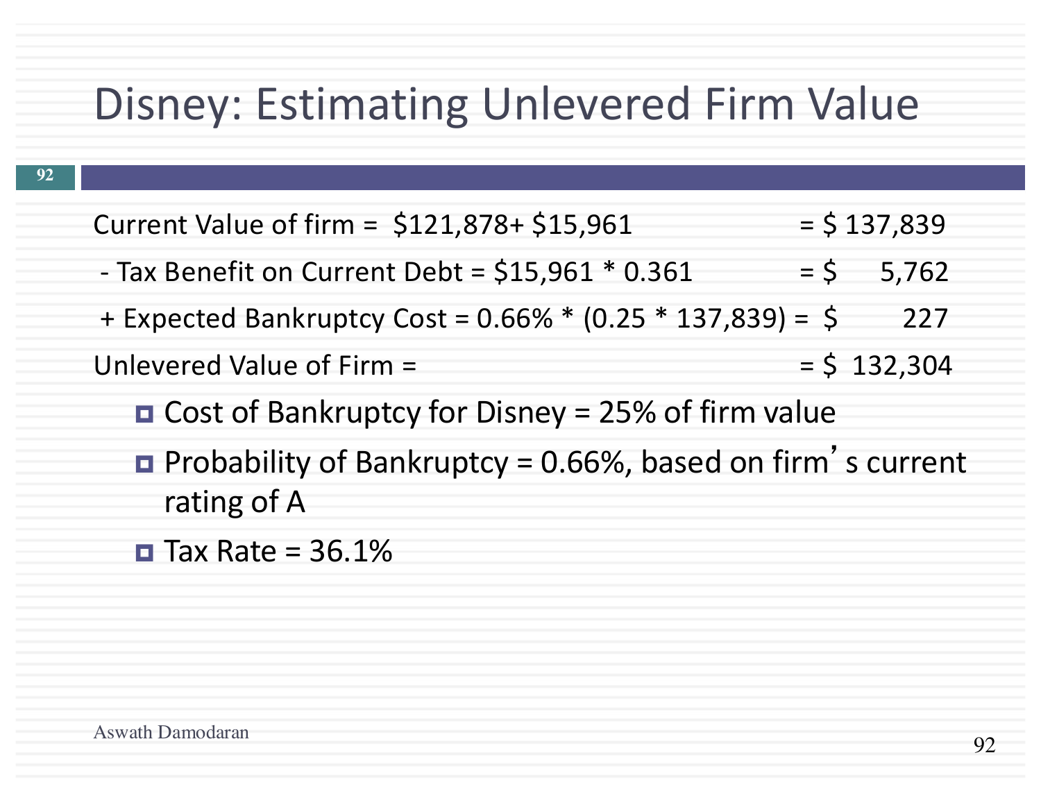# Disney: Estimating Unlevered Firm Value

| | |
|---|---|
| Current Value of firm = \$121,878+ \$15,961 | = \$ 137,839 |
| - Tax Benefit on Current Debt = \$15,961 * 0.361 | = \$ 5,762 |
| + Expected Bankruptcy Cost = 0.66% * (0.25 * 137,839) = | \$ 227 |
| Unlevered Value of Firm = | = \$ 132,304 |

- Cost of Bankruptcy for Disney = 25% of firm value
- Probability of Bankruptcy = 0.66%, based on firm's current rating of A
- Tax Rate = 36.1%

Aswath Damodaran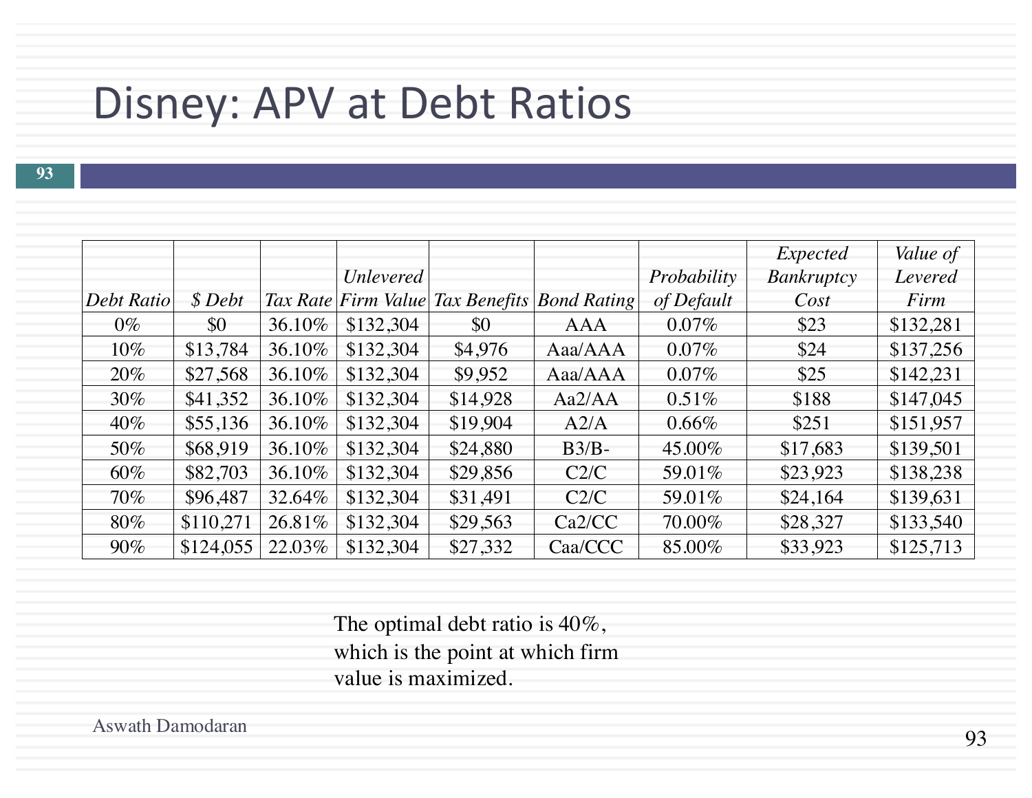# Disney: APV at Debt Ratios

| *Debt Ratio* | *$ Debt* | *Tax Rate* | *Unlevered Firm Value* | *Tax Benefits* | *Bond Rating* | *Probability of Default* | *Expected Bankruptcy Cost* | *Value of Levered Firm* |
|---|---|---|---|---|---|---|---|---|
| 0% | $0 | 36.10% | $132,304 | $0 | AAA | 0.07% | $23 | $132,281 |
| 10% | $13,784 | 36.10% | $132,304 | $4,976 | Aaa/AAA | 0.07% | $24 | $137,256 |
| 20% | $27,568 | 36.10% | $132,304 | $9,952 | Aaa/AAA | 0.07% | $25 | $142,231 |
| 30% | $41,352 | 36.10% | $132,304 | $14,928 | Aa2/AA | 0.51% | $188 | $147,045 |
| 40% | $55,136 | 36.10% | $132,304 | $19,904 | A2/A | 0.66% | $251 | $151,957 |
| 50% | $68,919 | 36.10% | $132,304 | $24,880 | B3/B- | 45.00% | $17,683 | $139,501 |
| 60% | $82,703 | 36.10% | $132,304 | $29,856 | C2/C | 59.01% | $23,923 | $138,238 |
| 70% | $96,487 | 32.64% | $132,304 | $31,491 | C2/C | 59.01% | $24,164 | $139,631 |
| 80% | $110,271 | 26.81% | $132,304 | $29,563 | Ca2/CC | 70.00% | $28,327 | $133,540 |
| 90% | $124,055 | 22.03% | $132,304 | $27,332 | Caa/CCC | 85.00% | $33,923 | $125,713 |

The optimal debt ratio is 40%, which is the point at which firm value is maximized.

Aswath Damodaran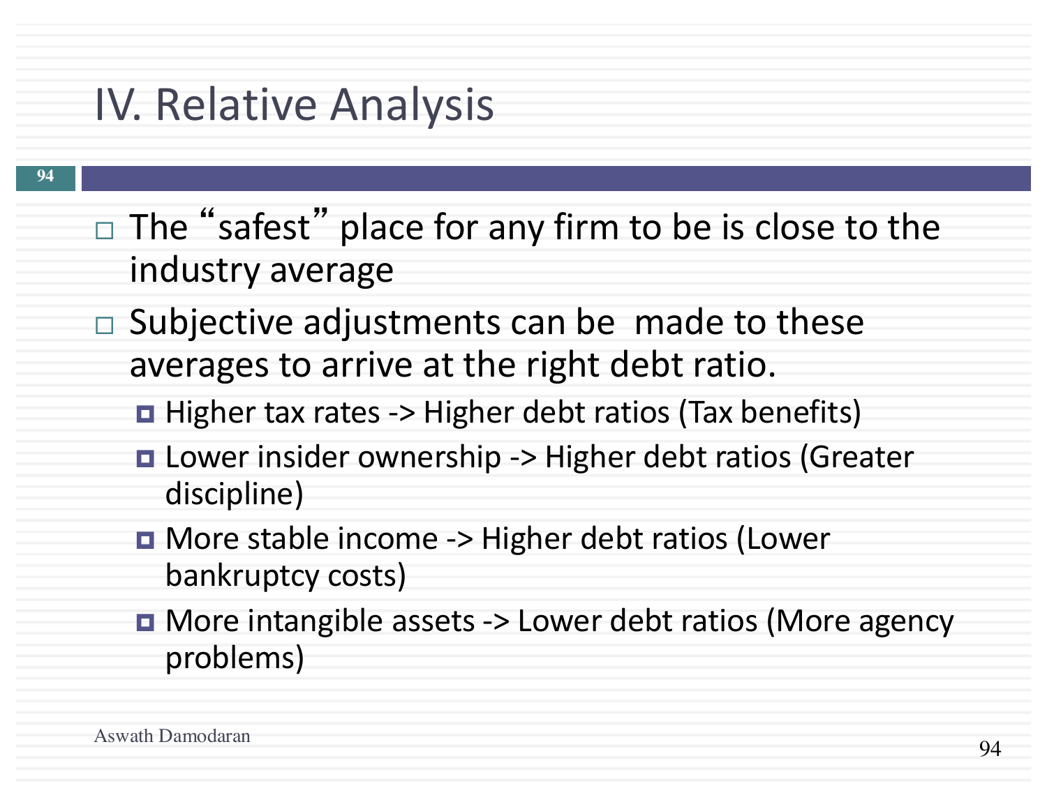# IV. Relative Analysis

- The "safest" place for any firm to be is close to the industry average
- Subjective adjustments can be  made to these averages to arrive at the right debt ratio.
  - Higher tax rates -> Higher debt ratios (Tax benefits)
  - Lower insider ownership -> Higher debt ratios (Greater discipline)
  - More stable income -> Higher debt ratios (Lower bankruptcy costs)
  - More intangible assets -> Lower debt ratios (More agency problems)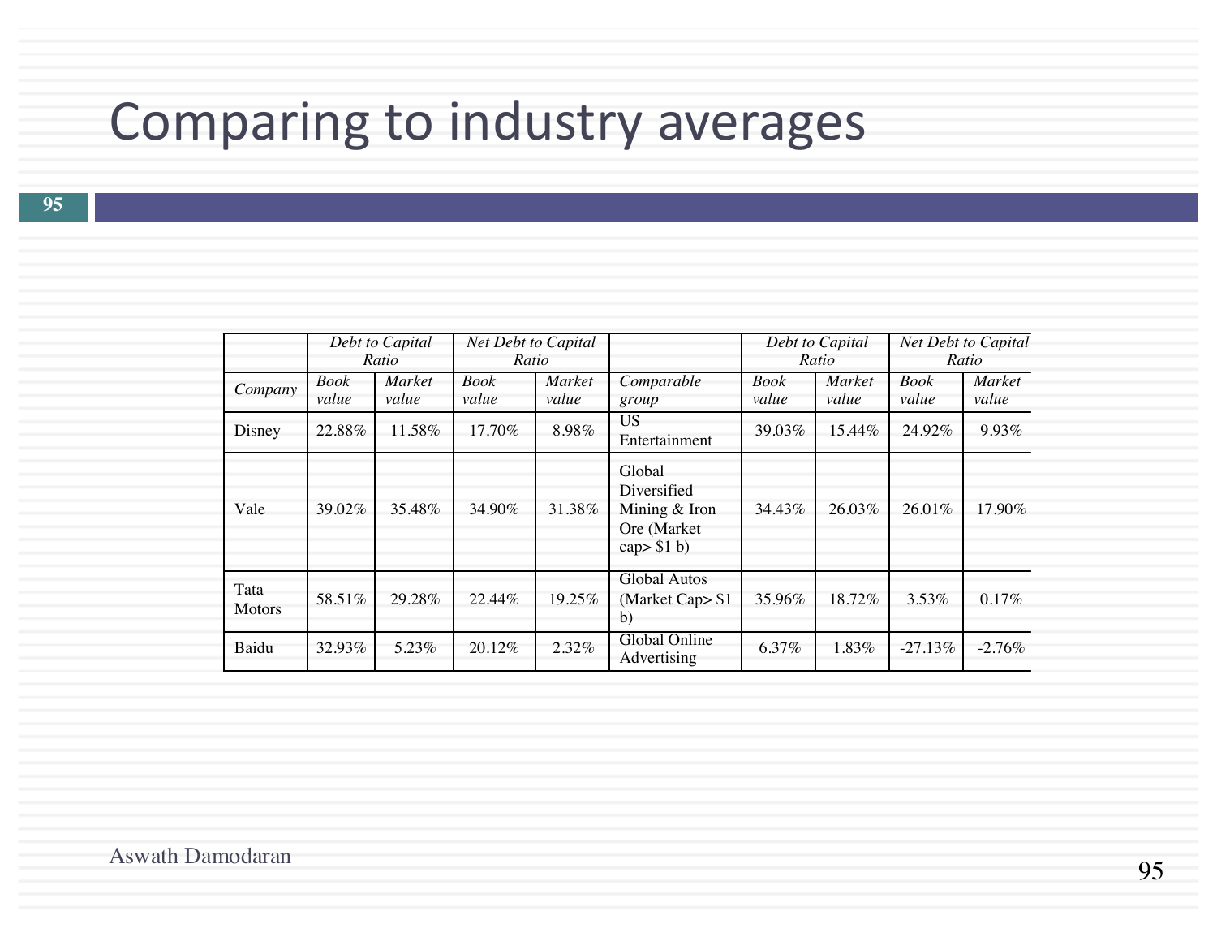# Comparing to industry averages

| | Debt to Capital Ratio | | Net Debt to Capital Ratio | | | Debt to Capital Ratio | | Net Debt to Capital Ratio | |
|---|---|---|---|---|---|---|---|---|---|
| *Company* | *Book value* | *Market value* | *Book value* | *Market value* | *Comparable group* | *Book value* | *Market value* | *Book value* | *Market value* |
| Disney | 22.88% | 11.58% | 17.70% | 8.98% | US Entertainment | 39.03% | 15.44% | 24.92% | 9.93% |
| Vale | 39.02% | 35.48% | 34.90% | 31.38% | Global Diversified Mining & Iron Ore (Market cap> $1 b) | 34.43% | 26.03% | 26.01% | 17.90% |
| Tata Motors | 58.51% | 29.28% | 22.44% | 19.25% | Global Autos (Market Cap> $1 b) | 35.96% | 18.72% | 3.53% | 0.17% |
| Baidu | 32.93% | 5.23% | 20.12% | 2.32% | Global Online Advertising | 6.37% | 1.83% | -27.13% | -2.76% |

Aswath Damodaran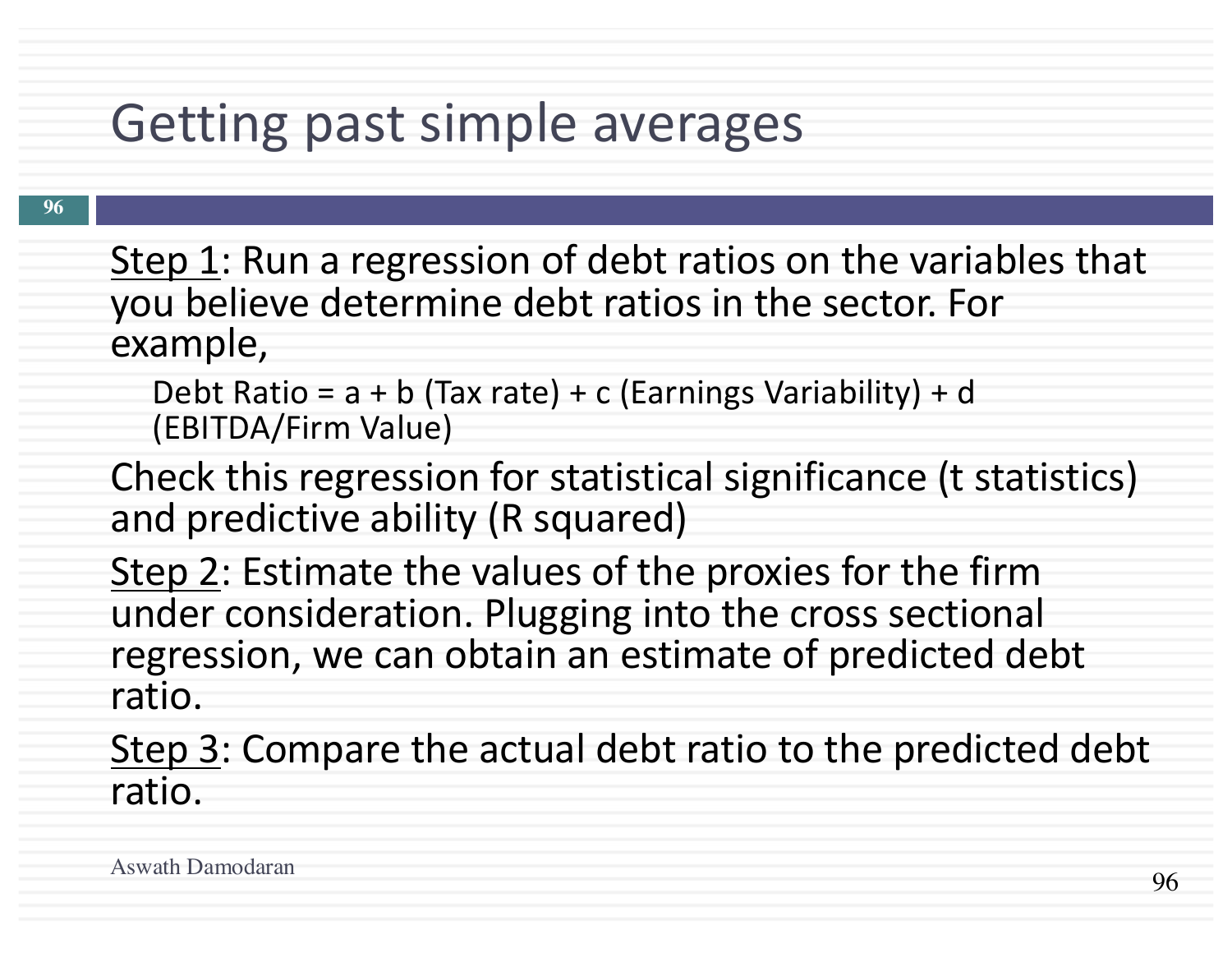# Getting past simple averages

Step 1: Run a regression of debt ratios on the variables that you believe determine debt ratios in the sector. For example,

Debt Ratio = a + b (Tax rate) + c (Earnings Variability) + d (EBITDA/Firm Value)

Check this regression for statistical significance (t statistics) and predictive ability (R squared)

Step 2: Estimate the values of the proxies for the firm under consideration. Plugging into the cross sectional regression, we can obtain an estimate of predicted debt ratio.

Step 3: Compare the actual debt ratio to the predicted debt ratio.

Aswath Damodaran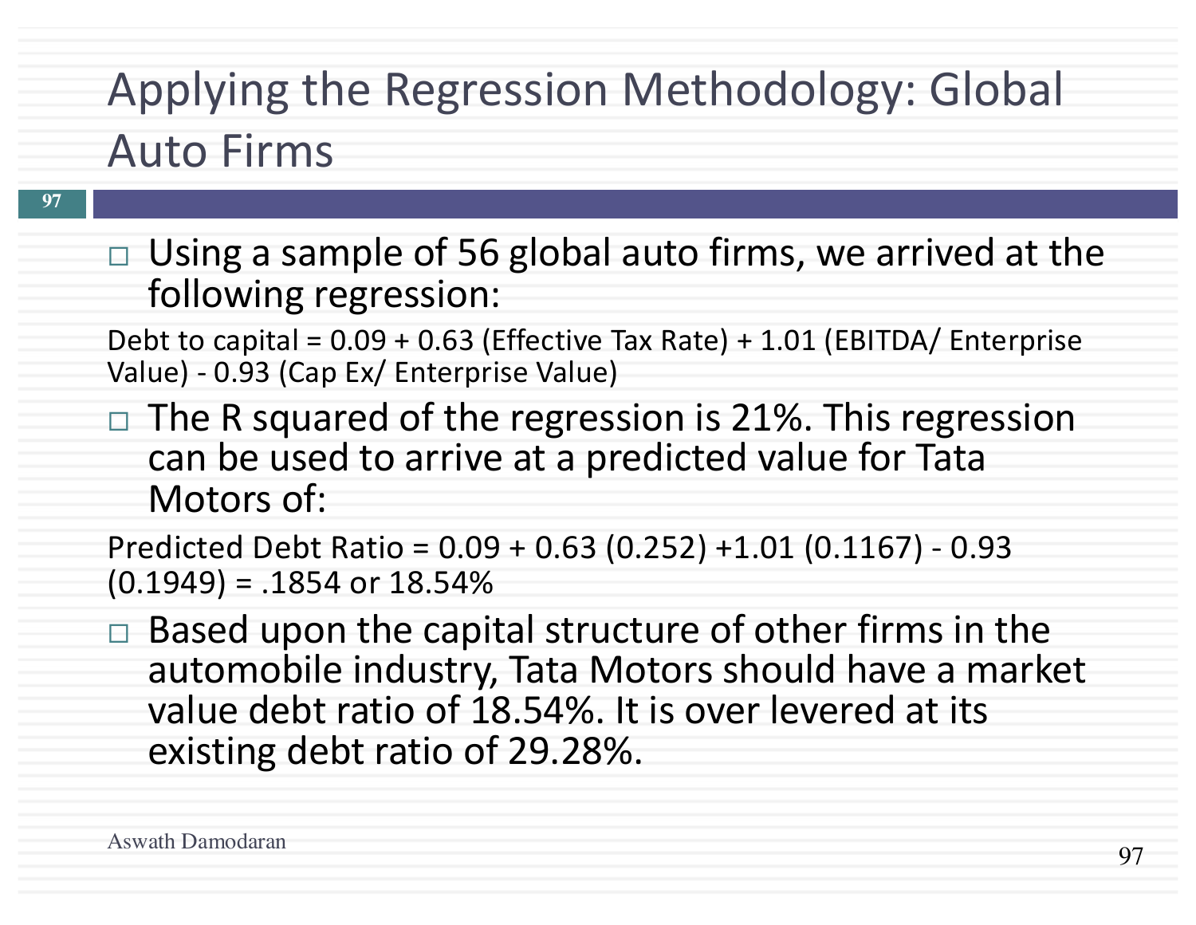# Applying the Regression Methodology: Global Auto Firms

- Using a sample of 56 global auto firms, we arrived at the following regression:

Debt to capital = 0.09 + 0.63 (Effective Tax Rate) + 1.01 (EBITDA/ Enterprise Value) - 0.93 (Cap Ex/ Enterprise Value)

- The R squared of the regression is 21%. This regression can be used to arrive at a predicted value for Tata Motors of:

Predicted Debt Ratio = 0.09 + 0.63 (0.252) +1.01 (0.1167) - 0.93 (0.1949) = .1854 or 18.54%

- Based upon the capital structure of other firms in the automobile industry, Tata Motors should have a market value debt ratio of 18.54%. It is over levered at its existing debt ratio of 29.28%.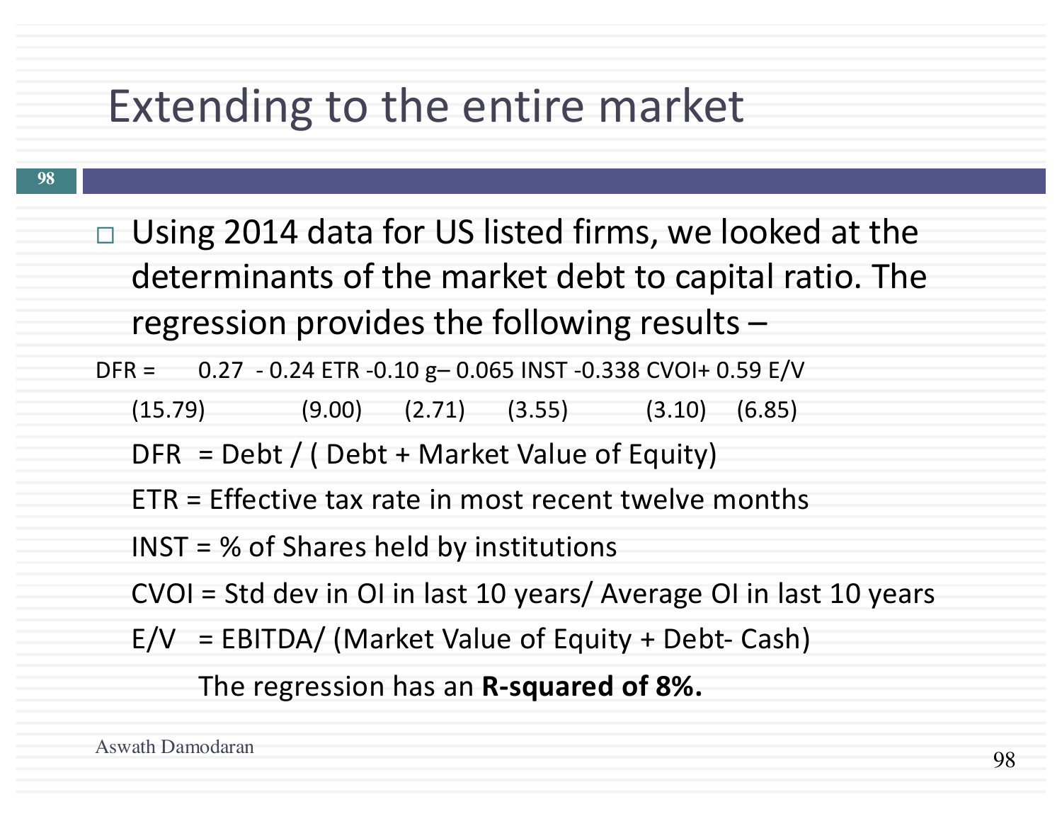# Extending to the entire market

- Using 2014 data for US listed firms, we looked at the determinants of the market debt to capital ratio. The regression provides the following results –

$$DFR = 0.27 - 0.24\, ETR - 0.10\, g - 0.065\, INST - 0.338\, CVOI + 0.59\, E/V$$

$$(15.79) \quad (9.00) \quad (2.71) \quad (3.55) \quad (3.10) \quad (6.85)$$

DFR = Debt / ( Debt + Market Value of Equity)

ETR = Effective tax rate in most recent twelve months

INST = % of Shares held by institutions

CVOI = Std dev in OI in last 10 years/ Average OI in last 10 years

E/V = EBITDA/ (Market Value of Equity + Debt- Cash)

The regression has an **R-squared of 8%.**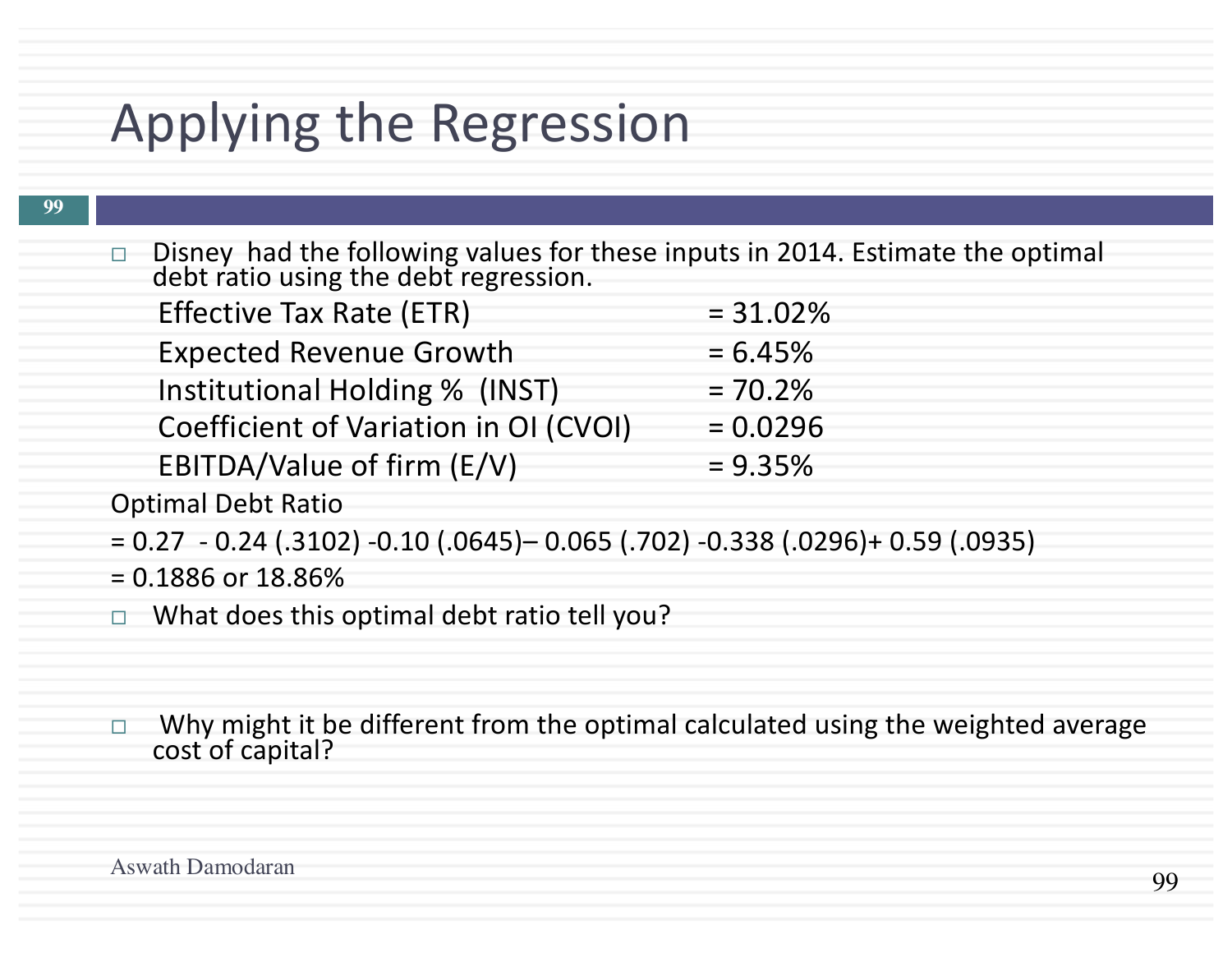# Applying the Regression

- Disney had the following values for these inputs in 2014. Estimate the optimal debt ratio using the debt regression.

| | |
|---|---|
| Effective Tax Rate (ETR) | = 31.02% |
| Expected Revenue Growth | = 6.45% |
| Institutional Holding % (INST) | = 70.2% |
| Coefficient of Variation in OI (CVOI) | = 0.0296 |
| EBITDA/Value of firm (E/V) | = 9.35% |

Optimal Debt Ratio

$= 0.27 - 0.24\ (.3102) - 0.10\ (.0645) - 0.065\ (.702) - 0.338\ (.0296) + 0.59\ (.0935)$

$= 0.1886$ or 18.86%

- What does this optimal debt ratio tell you?

- Why might it be different from the optimal calculated using the weighted average cost of capital?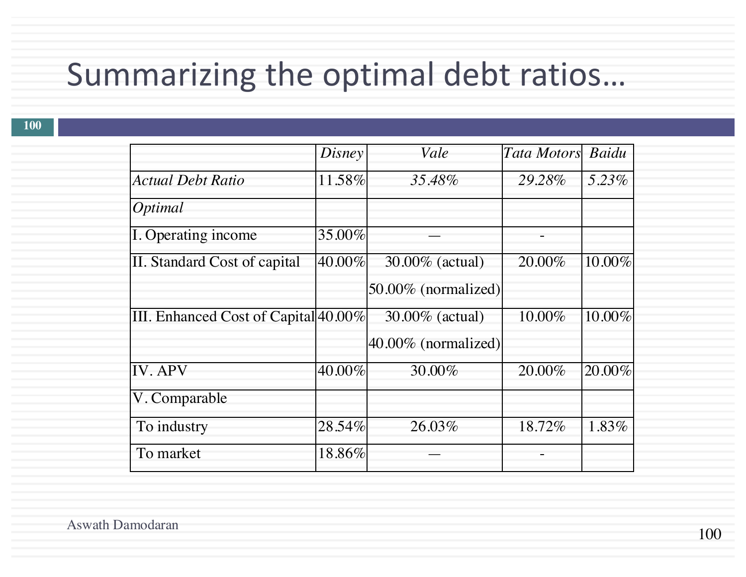# Summarizing the optimal debt ratios…

| | *Disney* | *Vale* | *Tata Motors* | *Baidu* |
|---|---|---|---|---|
| *Actual Debt Ratio* | 11.58% | *35.48%* | *29.28%* | *5.23%* |
| *Optimal* | | | | |
| I. Operating income | 35.00% | — | - | |
| II. Standard Cost of capital | 40.00% | 30.00% (actual) 50.00% (normalized) | 20.00% | 10.00% |
| III. Enhanced Cost of Capital | 40.00% | 30.00% (actual) 40.00% (normalized) | 10.00% | 10.00% |
| IV. APV | 40.00% | 30.00% | 20.00% | 20.00% |
| V. Comparable | | | | |
| To industry | 28.54% | 26.03% | 18.72% | 1.83% |
| To market | 18.86% | — | - | |

Aswath Damodaran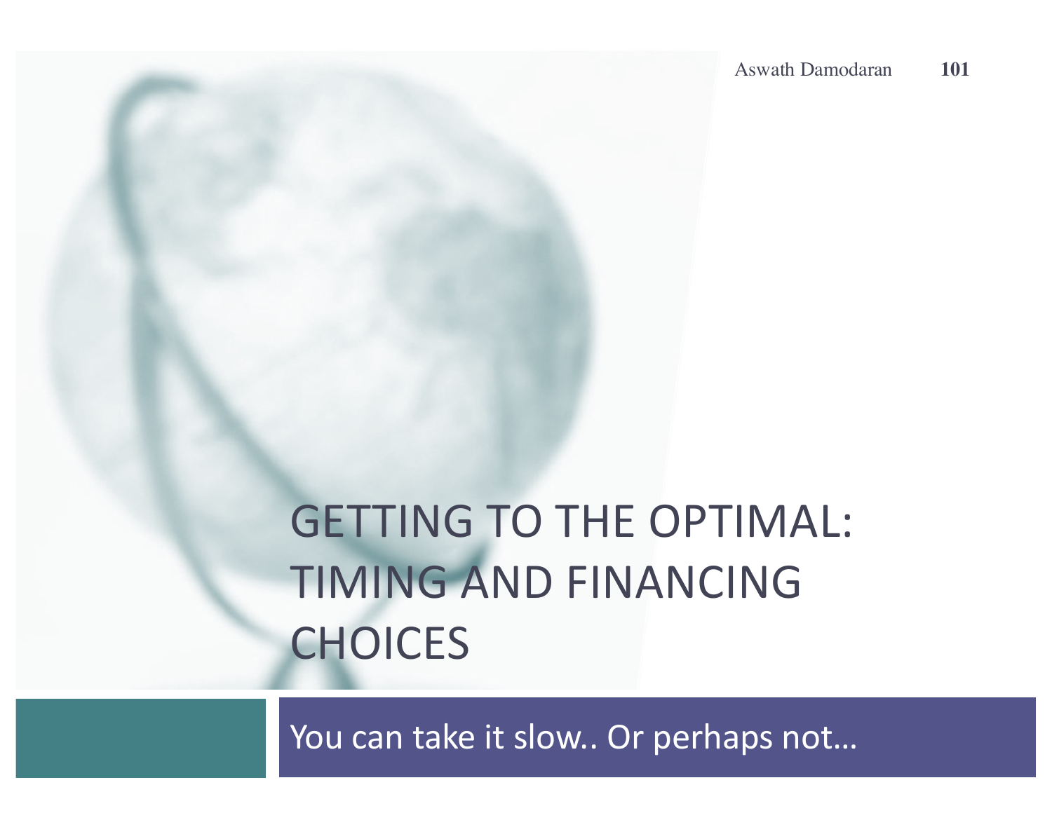# GETTING TO THE OPTIMAL: TIMING AND FINANCING CHOICES

You can take it slow.. Or perhaps not…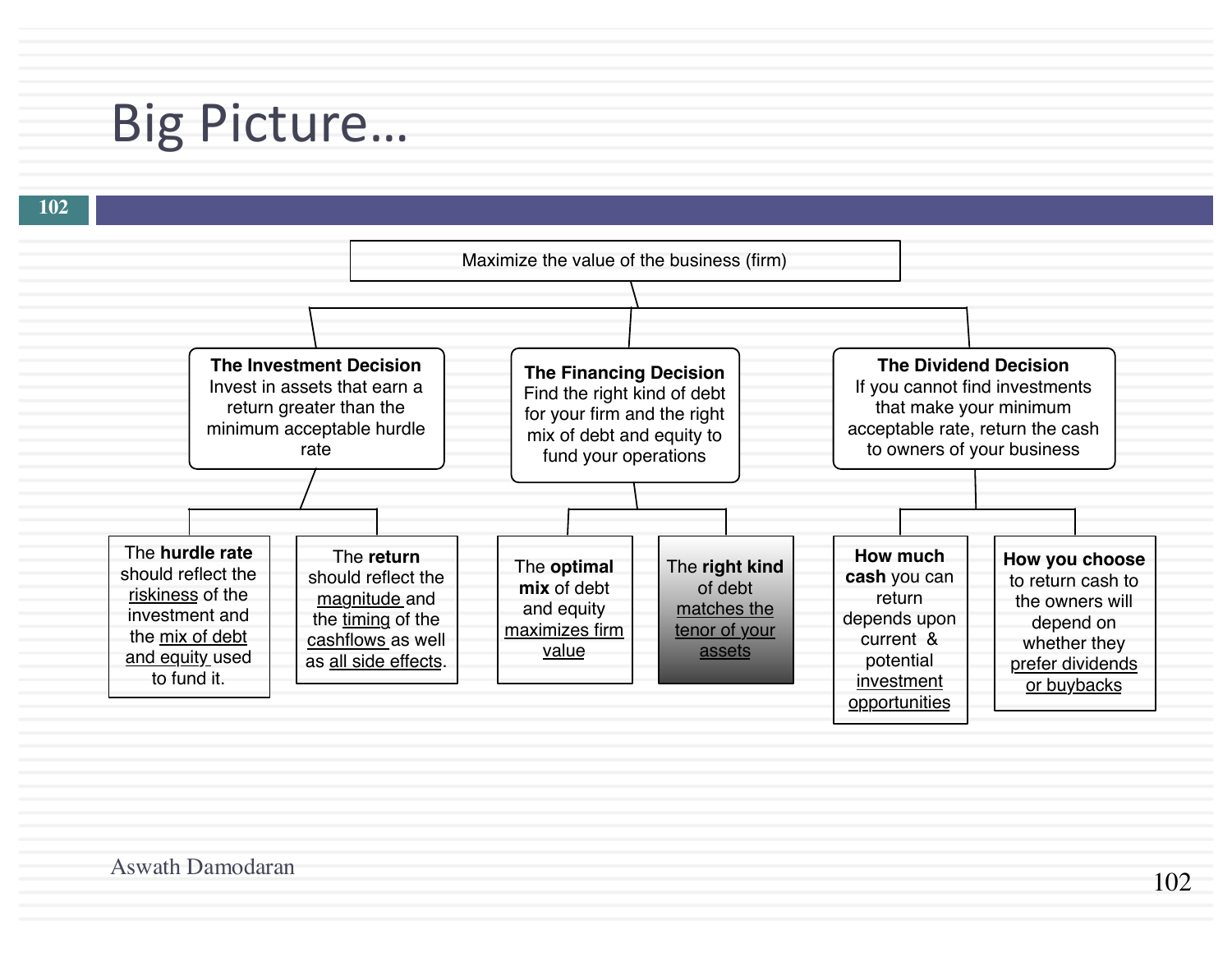# Big Picture…

Maximize the value of the business (firm)

- **The Investment Decision**
  Invest in assets that earn a return greater than the minimum acceptable hurdle rate
  - The **hurdle rate** should reflect the riskiness of the investment and the mix of debt and equity used to fund it.
  - The **return** should reflect the magnitude and the timing of the cashflows as well as all side effects.
- **The Financing Decision**
  Find the right kind of debt for your firm and the right mix of debt and equity to fund your operations
  - The **optimal mix** of debt and equity maximizes firm value
  - The **right kind** of debt matches the tenor of your assets
- **The Dividend Decision**
  If you cannot find investments that make your minimum acceptable rate, return the cash to owners of your business
  - **How much cash** you can return depends upon current & potential investment opportunities
  - **How you choose** to return cash to the owners will depend on whether they prefer dividends or buybacks

Aswath Damodaran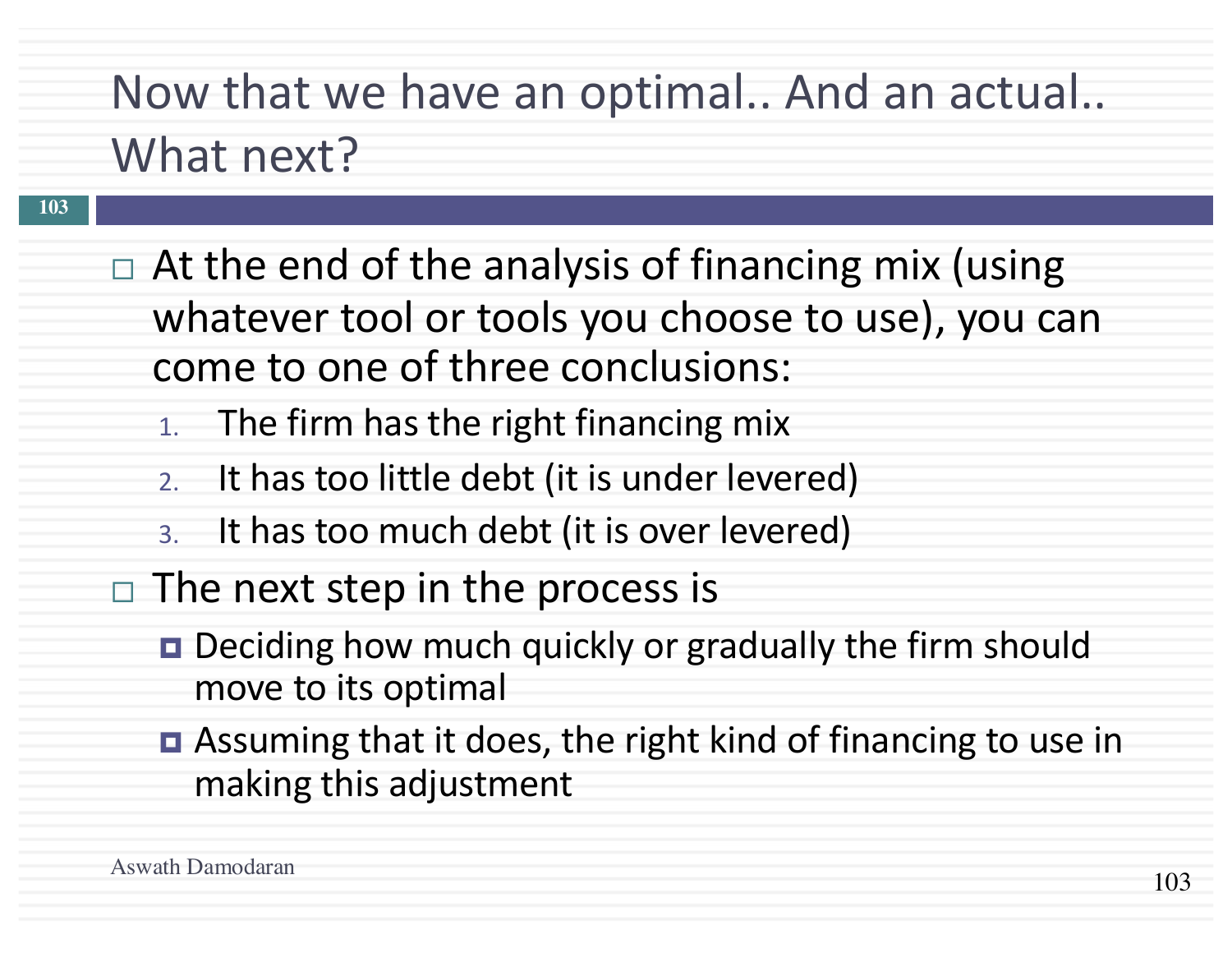# Now that we have an optimal.. And an actual.. What next?

- At the end of the analysis of financing mix (using whatever tool or tools you choose to use), you can come to one of three conclusions:
  1. The firm has the right financing mix
  2. It has too little debt (it is under levered)
  3. It has too much debt (it is over levered)
- The next step in the process is
  - Deciding how much quickly or gradually the firm should move to its optimal
  - Assuming that it does, the right kind of financing to use in making this adjustment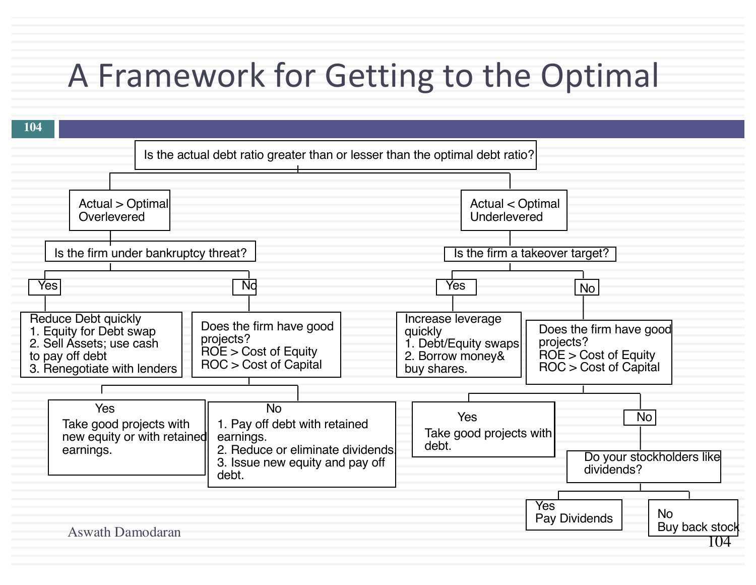# A Framework for Getting to the Optimal

**Is the actual debt ratio greater than or lesser than the optimal debt ratio?**

- **Actual > Optimal — Overlevered**
  - **Is the firm under bankruptcy threat?**
    - **Yes:** Reduce Debt quickly
      1. Equity for Debt swap
      2. Sell Assets; use cash to pay off debt
      3. Renegotiate with lenders
    - **No:** Does the firm have good projects? ROE > Cost of Equity; ROC > Cost of Capital
      - **Yes:** Take good projects with new equity or with retained earnings.
      - **No:**
        1. Pay off debt with retained earnings.
        2. Reduce or eliminate dividends.
        3. Issue new equity and pay off debt.
- **Actual < Optimal — Underlevered**
  - **Is the firm a takeover target?**
    - **Yes:** Increase leverage quickly
      1. Debt/Equity swaps
      2. Borrow money& buy shares.
    - **No:** Does the firm have good projects? ROE > Cost of Equity; ROC > Cost of Capital
      - **Yes:** Take good projects with debt.
      - **No:** Do your stockholders like dividends?
        - **Yes:** Pay Dividends
        - **No:** Buy back stock

Aswath Damodaran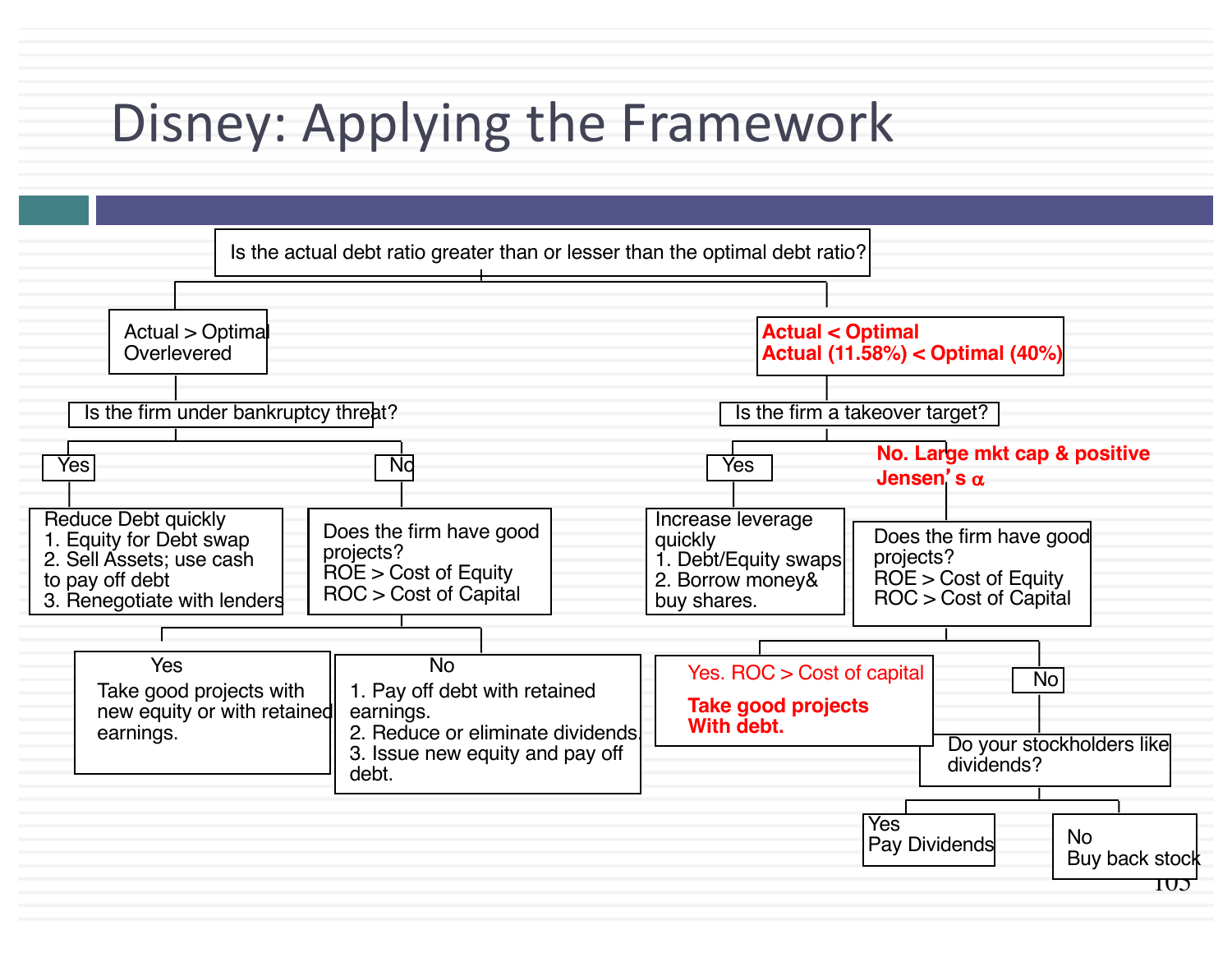# Disney: Applying the Framework

Is the actual debt ratio greater than or lesser than the optimal debt ratio?

- **Actual > Optimal — Overlevered**
  - Is the firm under bankruptcy threat?
    - **Yes** → Reduce Debt quickly
      1. Equity for Debt swap
      2. Sell Assets; use cash to pay off debt
      3. Renegotiate with lenders
    - **No** → Does the firm have good projects? ROE > Cost of Equity; ROC > Cost of Capital
      - **Yes** → Take good projects with new equity or with retained earnings.
      - **No** →
        1. Pay off debt with retained earnings.
        2. Reduce or eliminate dividends.
        3. Issue new equity and pay off debt.

- **Actual < Optimal — Actual (11.58%) < Optimal (40%)**
  - Is the firm a takeover target?
    - **Yes** → Increase leverage quickly
      1. Debt/Equity swaps
      2. Borrow money& buy shares.
    - **No. Large mkt cap & positive Jensen's α** → Does the firm have good projects? ROE > Cost of Equity; ROC > Cost of Capital
      - **Yes. ROC > Cost of capital** → **Take good projects With debt.**
      - **No** → Do your stockholders like dividends?
        - **Yes** → Pay Dividends
        - **No** → Buy back stock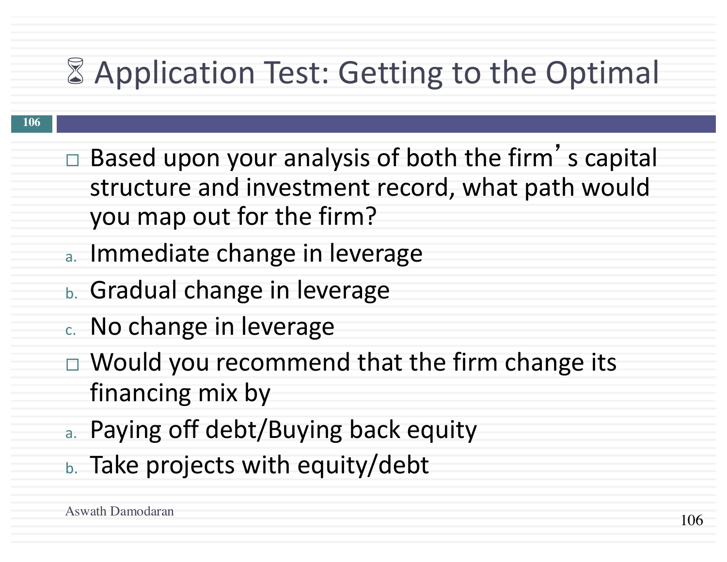# ⌛ Application Test: Getting to the Optimal

- Based upon your analysis of both the firm's capital structure and investment record, what path would you map out for the firm?
  a. Immediate change in leverage
  b. Gradual change in leverage
  c. No change in leverage
- Would you recommend that the firm change its financing mix by
  a. Paying off debt/Buying back equity
  b. Take projects with equity/debt

Aswath Damodaran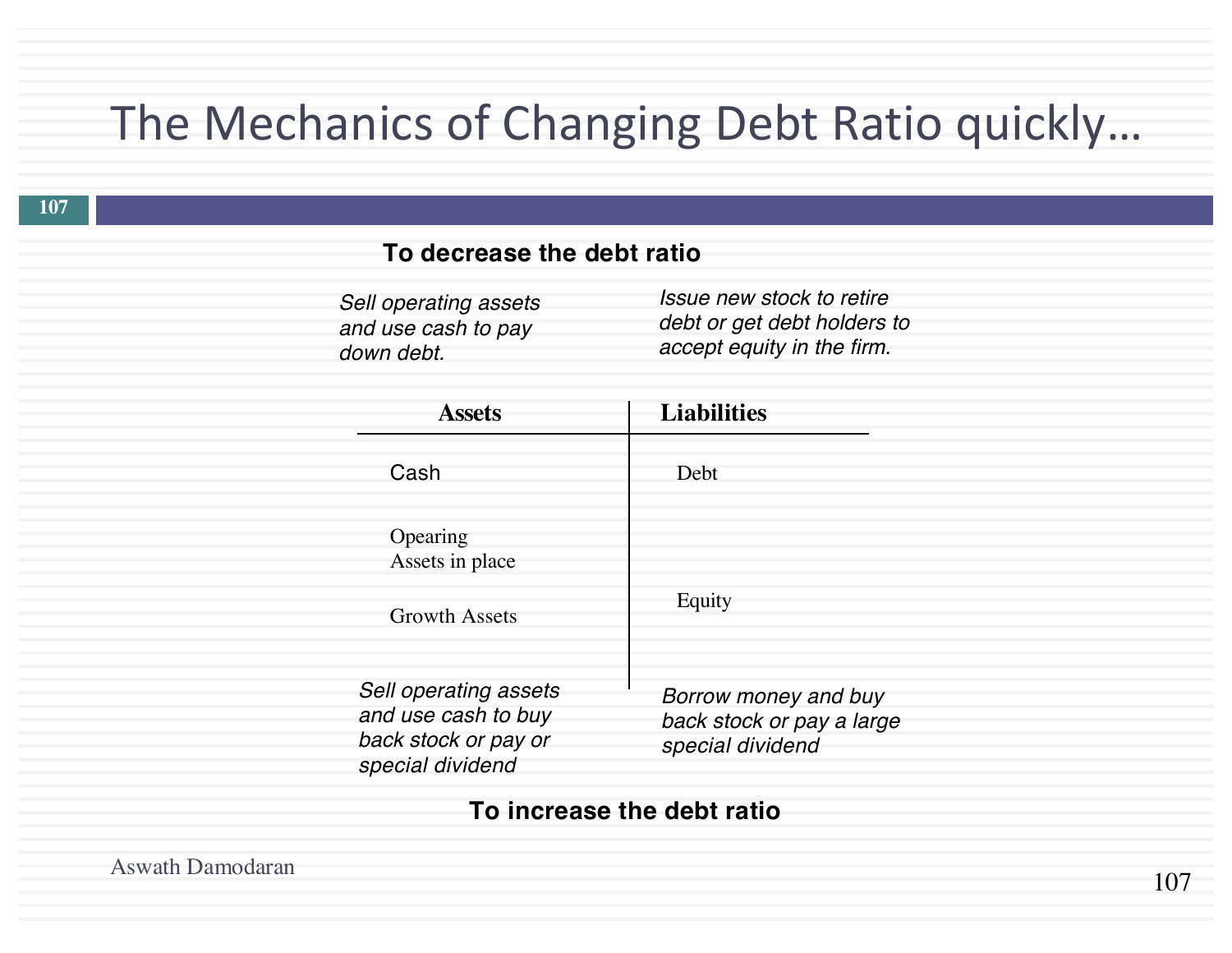# The Mechanics of Changing Debt Ratio quickly…

**To decrease the debt ratio**

*Sell operating assets and use cash to pay down debt.*

*Issue new stock to retire debt or get debt holders to accept equity in the firm.*

| Assets | Liabilities |
|---|---|
| Cash | Debt |
| Opearing Assets in place | |
| Growth Assets | Equity |

*Sell operating assets and use cash to buy back stock or pay or special dividend*

*Borrow money and buy back stock or pay a large special dividend*

**To increase the debt ratio**

Aswath Damodaran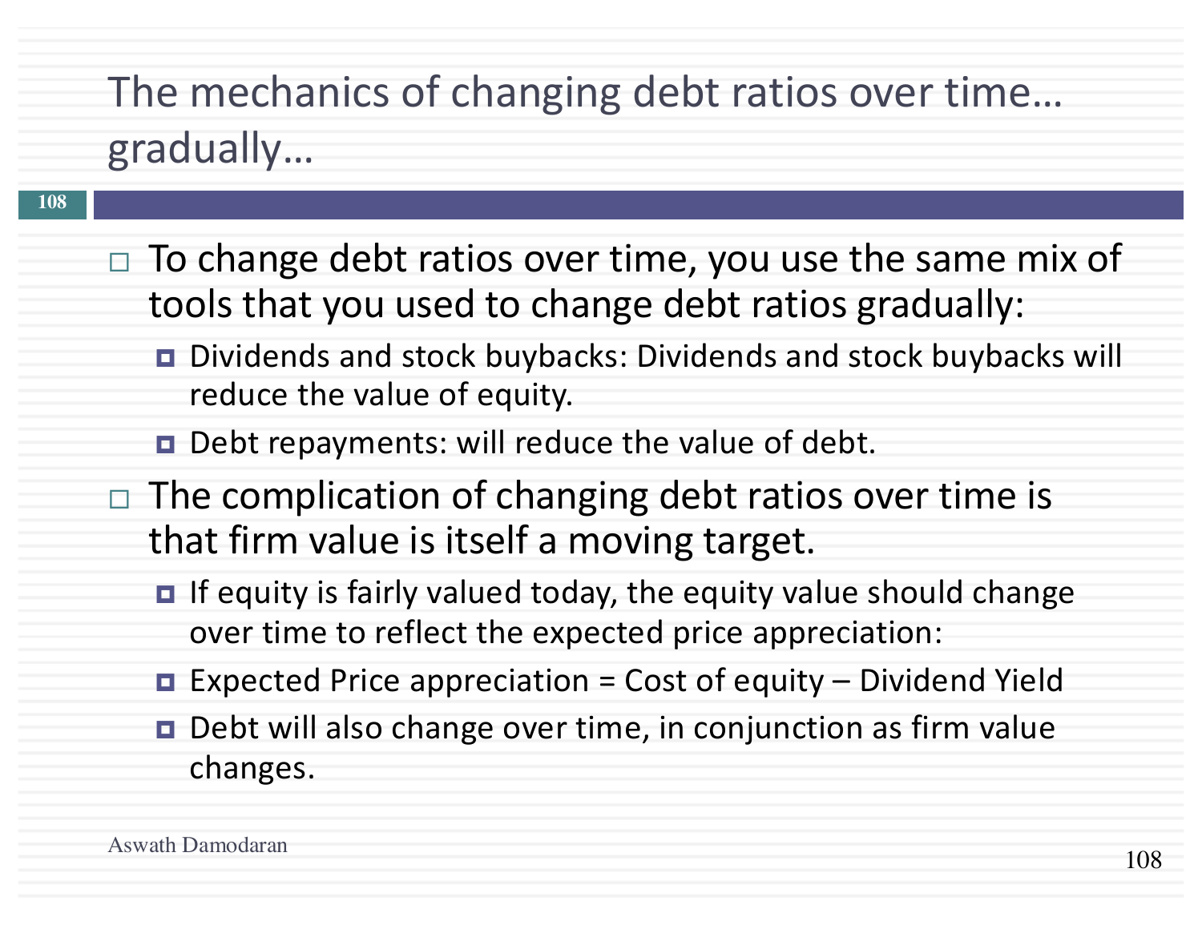# The mechanics of changing debt ratios over time… gradually…

- To change debt ratios over time, you use the same mix of tools that you used to change debt ratios gradually:
  - Dividends and stock buybacks: Dividends and stock buybacks will reduce the value of equity.
  - Debt repayments: will reduce the value of debt.
- The complication of changing debt ratios over time is that firm value is itself a moving target.
  - If equity is fairly valued today, the equity value should change over time to reflect the expected price appreciation:
  - Expected Price appreciation = Cost of equity – Dividend Yield
  - Debt will also change over time, in conjunction as firm value changes.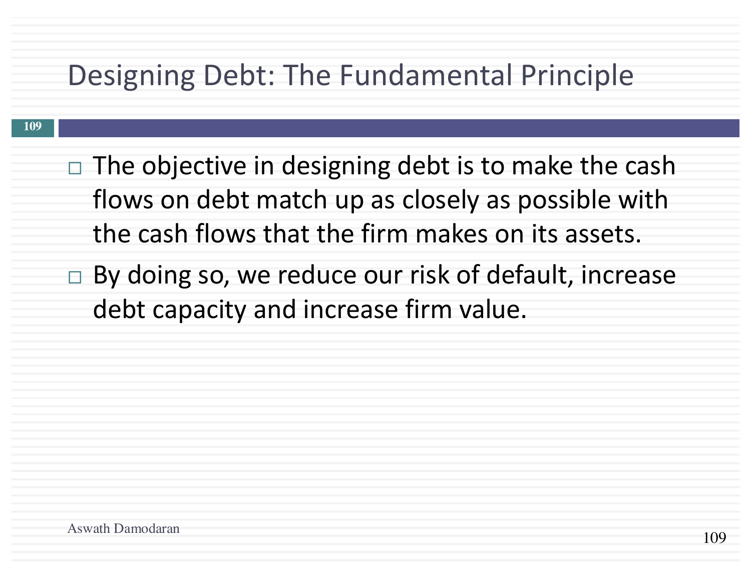# Designing Debt: The Fundamental Principle

- The objective in designing debt is to make the cash flows on debt match up as closely as possible with the cash flows that the firm makes on its assets.
- By doing so, we reduce our risk of default, increase debt capacity and increase firm value.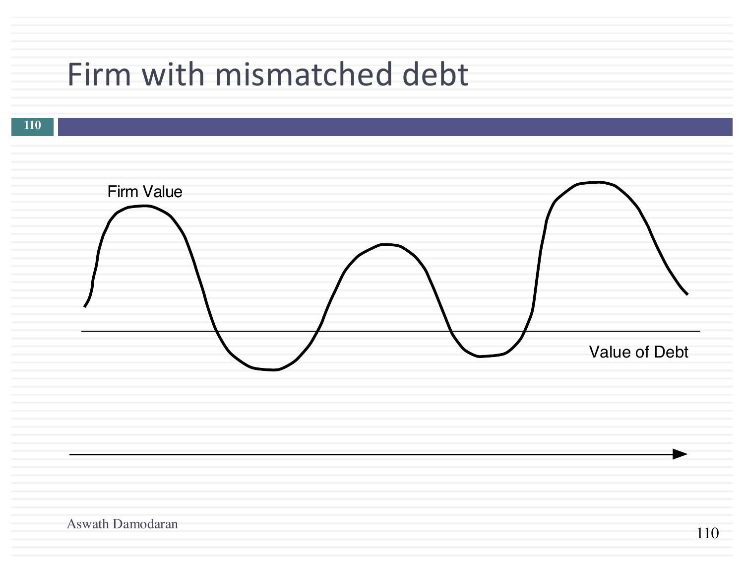# Firm with mismatched debt

Firm Value

Value of Debt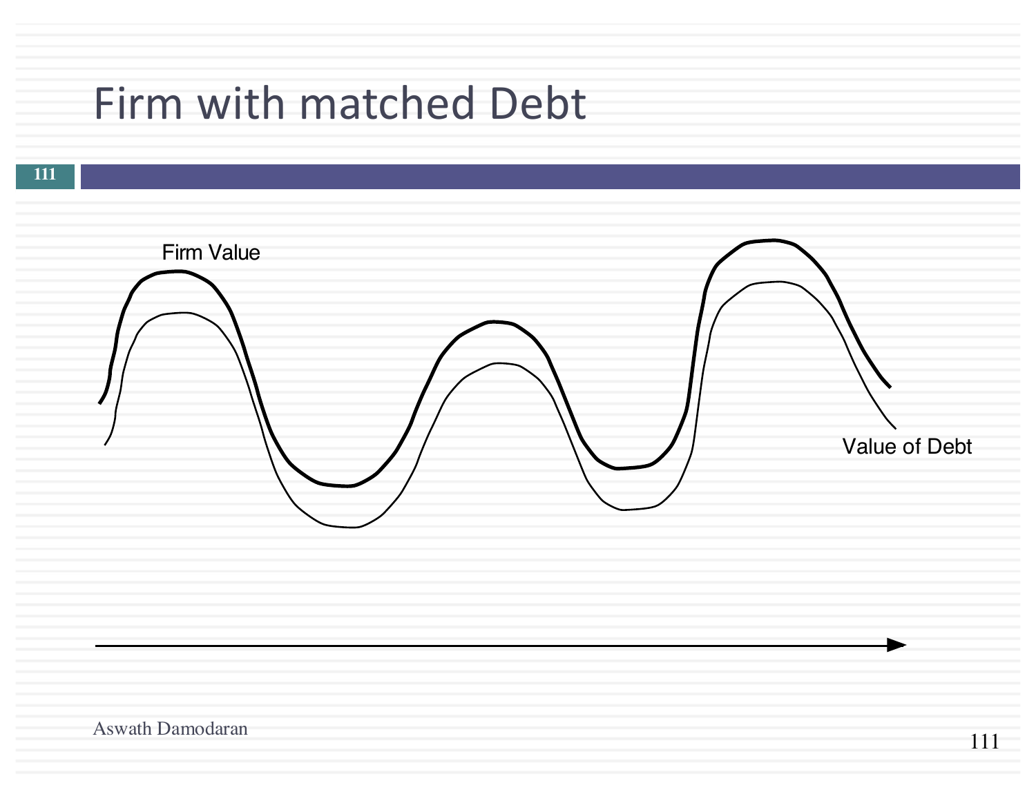# Firm with matched Debt

Firm Value

Value of Debt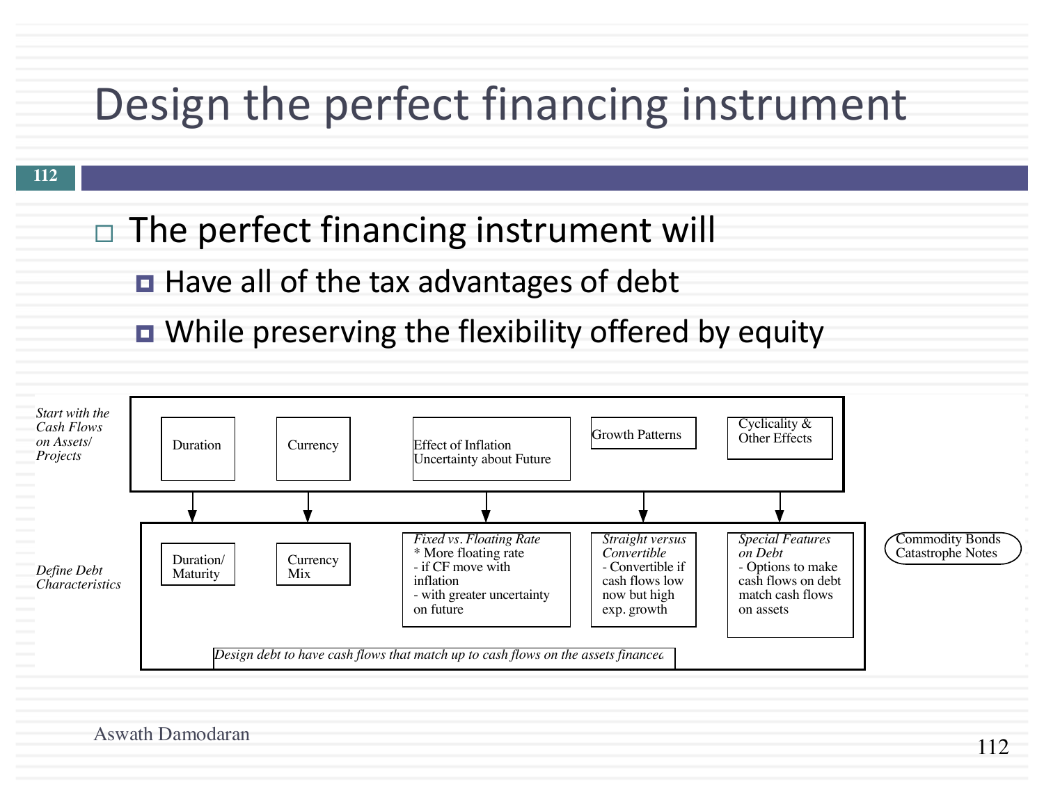# Design the perfect financing instrument

- The perfect financing instrument will
  - Have all of the tax advantages of debt
  - While preserving the flexibility offered by equity

*Start with the Cash Flows on Assets/ Projects*

Duration

Currency

Effect of Inflation Uncertainty about Future

Growth Patterns

Cyclicality & Other Effects

*Define Debt Characteristics*

Duration/ Maturity

Currency Mix

*Fixed vs. Floating Rate*
* More floating rate
- if CF move with inflation
- with greater uncertainty on future

*Straight versus Convertible*
- Convertible if cash flows low now but high exp. growth

*Special Features on Debt*
- Options to make cash flows on debt match cash flows on assets

Commodity Bonds Catastrophe Notes

*Design debt to have cash flows that match up to cash flows on the assets financed*

Aswath Damodaran